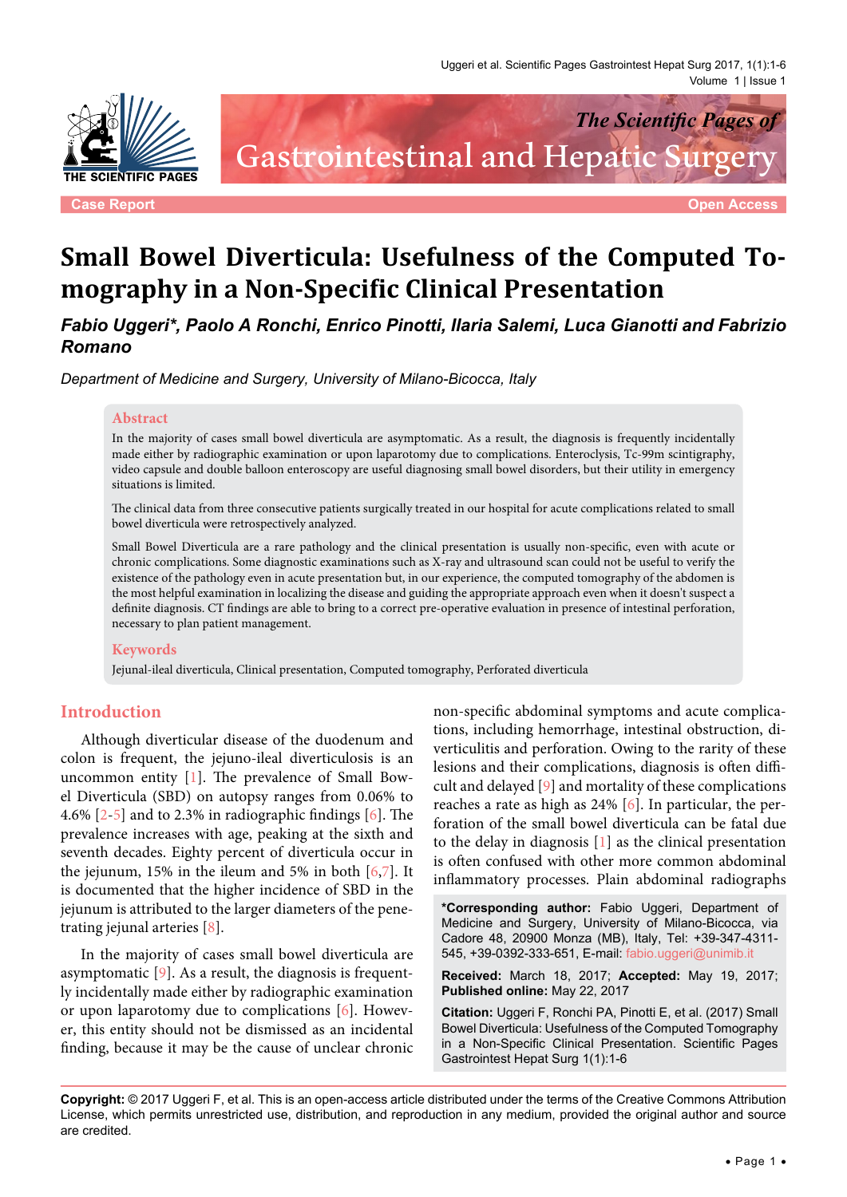Case Report

Open Access

# Small Bowel Diverticula: Usefulness of the Computed Tomography in a Non-Specific Clinical Presentation

***Fabio Uggeri\*, Paolo A Ronchi, Enrico Pinotti, Ilaria Salemi, Luca Gianotti and Fabrizio Romano***

*Department of Medicine and Surgery, University of Milano-Bicocca, Italy*

## Abstract

In the majority of cases small bowel diverticula are asymptomatic. As a result, the diagnosis is frequently incidentally made either by radiographic examination or upon laparotomy due to complications. Enteroclysis, Tc-99m scintigraphy, video capsule and double balloon enteroscopy are useful diagnosing small bowel disorders, but their utility in emergency situations is limited.

The clinical data from three consecutive patients surgically treated in our hospital for acute complications related to small bowel diverticula were retrospectively analyzed.

Small Bowel Diverticula are a rare pathology and the clinical presentation is usually non-specific, even with acute or chronic complications. Some diagnostic examinations such as X-ray and ultrasound scan could not be useful to verify the existence of the pathology even in acute presentation but, in our experience, the computed tomography of the abdomen is the most helpful examination in localizing the disease and guiding the appropriate approach even when it doesn't suspect a definite diagnosis. CT findings are able to bring to a correct pre-operative evaluation in presence of intestinal perforation, necessary to plan patient management.

## Keywords

Jejunal-ileal diverticula, Clinical presentation, Computed tomography, Perforated diverticula

## Introduction

Although diverticular disease of the duodenum and colon is frequent, the jejuno-ileal diverticulosis is an uncommon entity [1]. The prevalence of Small Bowel Diverticula (SBD) on autopsy ranges from 0.06% to 4.6% [2-5] and to 2.3% in radiographic findings [6]. The prevalence increases with age, peaking at the sixth and seventh decades. Eighty percent of diverticula occur in the jejunum, 15% in the ileum and 5% in both [6,7]. It is documented that the higher incidence of SBD in the jejunum is attributed to the larger diameters of the penetrating jejunal arteries [8].

In the majority of cases small bowel diverticula are asymptomatic [9]. As a result, the diagnosis is frequently incidentally made either by radiographic examination or upon laparotomy due to complications [6]. However, this entity should not be dismissed as an incidental finding, because it may be the cause of unclear chronic non-specific abdominal symptoms and acute complications, including hemorrhage, intestinal obstruction, diverticulitis and perforation. Owing to the rarity of these lesions and their complications, diagnosis is often difficult and delayed [9] and mortality of these complications reaches a rate as high as 24% [6]. In particular, the perforation of the small bowel diverticula can be fatal due to the delay in diagnosis [1] as the clinical presentation is often confused with other more common abdominal inflammatory processes. Plain abdominal radiographs

**\*Corresponding author:** Fabio Uggeri, Department of Medicine and Surgery, University of Milano-Bicocca, via Cadore 48, 20900 Monza (MB), Italy, Tel: +39-347-4311-545, +39-0392-333-651, E-mail: fabio.uggeri@unimib.it

**Received:** March 18, 2017; **Accepted:** May 19, 2017; **Published online:** May 22, 2017

**Citation:** Uggeri F, Ronchi PA, Pinotti E, et al. (2017) Small Bowel Diverticula: Usefulness of the Computed Tomography in a Non-Specific Clinical Presentation. Scientific Pages Gastrointest Hepat Surg 1(1):1-6

**Copyright:** © 2017 Uggeri F, et al. This is an open-access article distributed under the terms of the Creative Commons Attribution License, which permits unrestricted use, distribution, and reproduction in any medium, provided the original author and source are credited.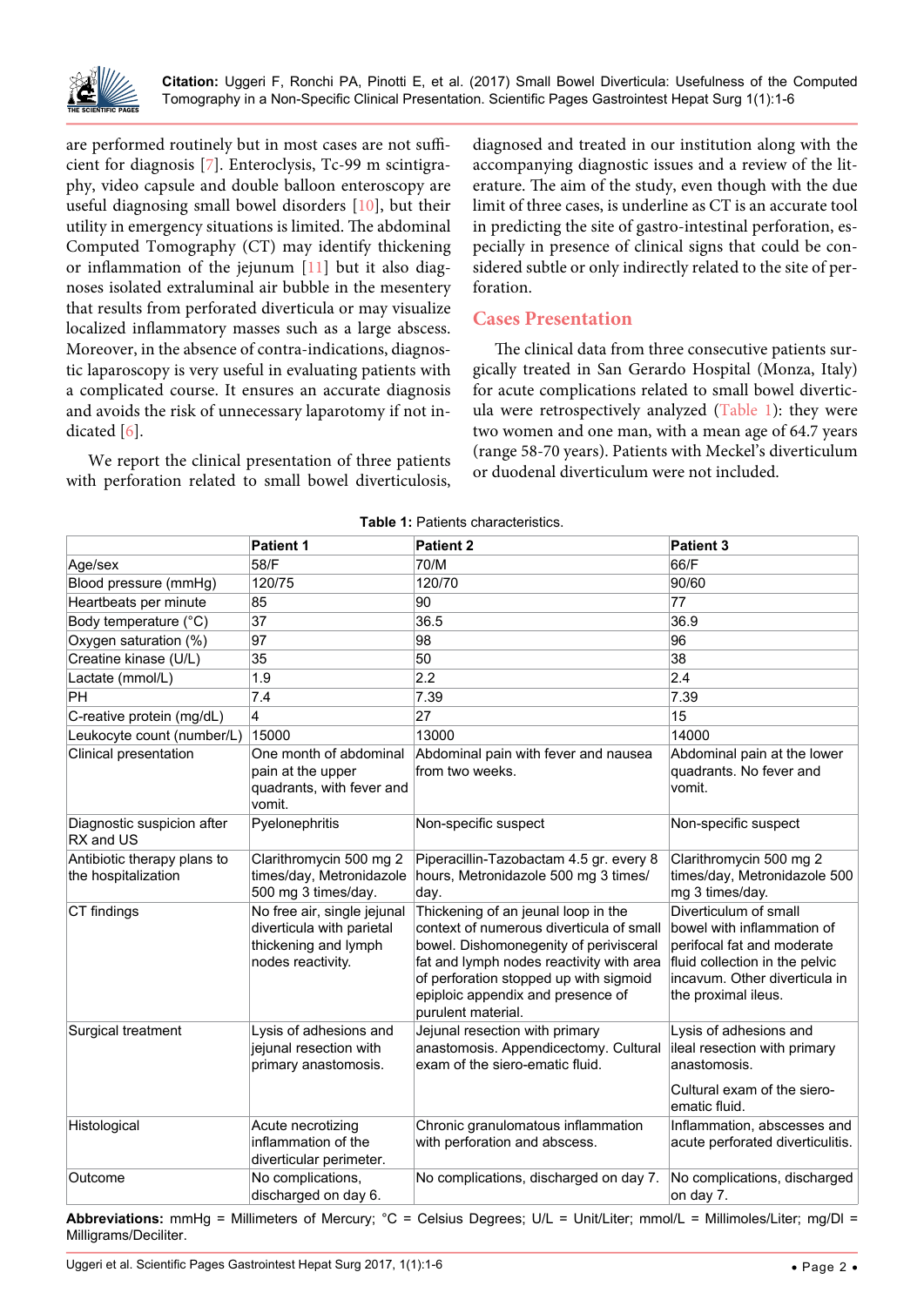are performed routinely but in most cases are not sufficient for diagnosis [7]. Enteroclysis, Tc-99 m scintigraphy, video capsule and double balloon enteroscopy are useful diagnosing small bowel disorders [10], but their utility in emergency situations is limited. The abdominal Computed Tomography (CT) may identify thickening or inflammation of the jejunum [11] but it also diagnoses isolated extraluminal air bubble in the mesentery that results from perforated diverticula or may visualize localized inflammatory masses such as a large abscess. Moreover, in the absence of contra-indications, diagnostic laparoscopy is very useful in evaluating patients with a complicated course. It ensures an accurate diagnosis and avoids the risk of unnecessary laparotomy if not indicated [6].

We report the clinical presentation of three patients with perforation related to small bowel diverticulosis, diagnosed and treated in our institution along with the accompanying diagnostic issues and a review of the literature. The aim of the study, even though with the due limit of three cases, is underline as CT is an accurate tool in predicting the site of gastro-intestinal perforation, especially in presence of clinical signs that could be considered subtle or only indirectly related to the site of perforation.

## Cases Presentation

The clinical data from three consecutive patients surgically treated in San Gerardo Hospital (Monza, Italy) for acute complications related to small bowel diverticula were retrospectively analyzed (Table 1): they were two women and one man, with a mean age of 64.7 years (range 58-70 years). Patients with Meckel's diverticulum or duodenal diverticulum were not included.

**Table 1:** Patients characteristics.

| | Patient 1 | Patient 2 | Patient 3 |
|---|---|---|---|
| Age/sex | 58/F | 70/M | 66/F |
| Blood pressure (mmHg) | 120/75 | 120/70 | 90/60 |
| Heartbeats per minute | 85 | 90 | 77 |
| Body temperature (°C) | 37 | 36.5 | 36.9 |
| Oxygen saturation (%) | 97 | 98 | 96 |
| Creatine kinase (U/L) | 35 | 50 | 38 |
| Lactate (mmol/L) | 1.9 | 2.2 | 2.4 |
| PH | 7.4 | 7.39 | 7.39 |
| C-reative protein (mg/dL) | 4 | 27 | 15 |
| Leukocyte count (number/L) | 15000 | 13000 | 14000 |
| Clinical presentation | One month of abdominal pain at the upper quadrants, with fever and vomit. | Abdominal pain with fever and nausea from two weeks. | Abdominal pain at the lower quadrants. No fever and vomit. |
| Diagnostic suspicion after RX and US | Pyelonephritis | Non-specific suspect | Non-specific suspect |
| Antibiotic therapy plans to the hospitalization | Clarithromycin 500 mg 2 times/day, Metronidazole 500 mg 3 times/day. | Piperacillin-Tazobactam 4.5 gr. every 8 hours, Metronidazole 500 mg 3 times/ day. | Clarithromycin 500 mg 2 times/day, Metronidazole 500 mg 3 times/day. |
| CT findings | No free air, single jejunal diverticula with parietal thickening and lymph nodes reactivity. | Thickening of an jeunal loop in the context of numerous diverticula of small bowel. Dishomonegenity of perivisceral fat and lymph nodes reactivity with area of perforation stopped up with sigmoid epiploic appendix and presence of purulent material. | Diverticulum of small bowel with inflammation of perifocal fat and moderate fluid collection in the pelvic incavum. Other diverticula in the proximal ileus. |
| Surgical treatment | Lysis of adhesions and jejunal resection with primary anastomosis. | Jejunal resection with primary anastomosis. Appendicectomy. Cultural exam of the siero-ematic fluid. | Lysis of adhesions and ileal resection with primary anastomosis. Cultural exam of the siero-ematic fluid. |
| Histological | Acute necrotizing inflammation of the diverticular perimeter. | Chronic granulomatous inflammation with perforation and abscess. | Inflammation, abscesses and acute perforated diverticulitis. |
| Outcome | No complications, discharged on day 6. | No complications, discharged on day 7. | No complications, discharged on day 7. |

**Abbreviations:** mmHg = Millimeters of Mercury; °C = Celsius Degrees; U/L = Unit/Liter; mmol/L = Millimoles/Liter; mg/Dl = Milligrams/Deciliter.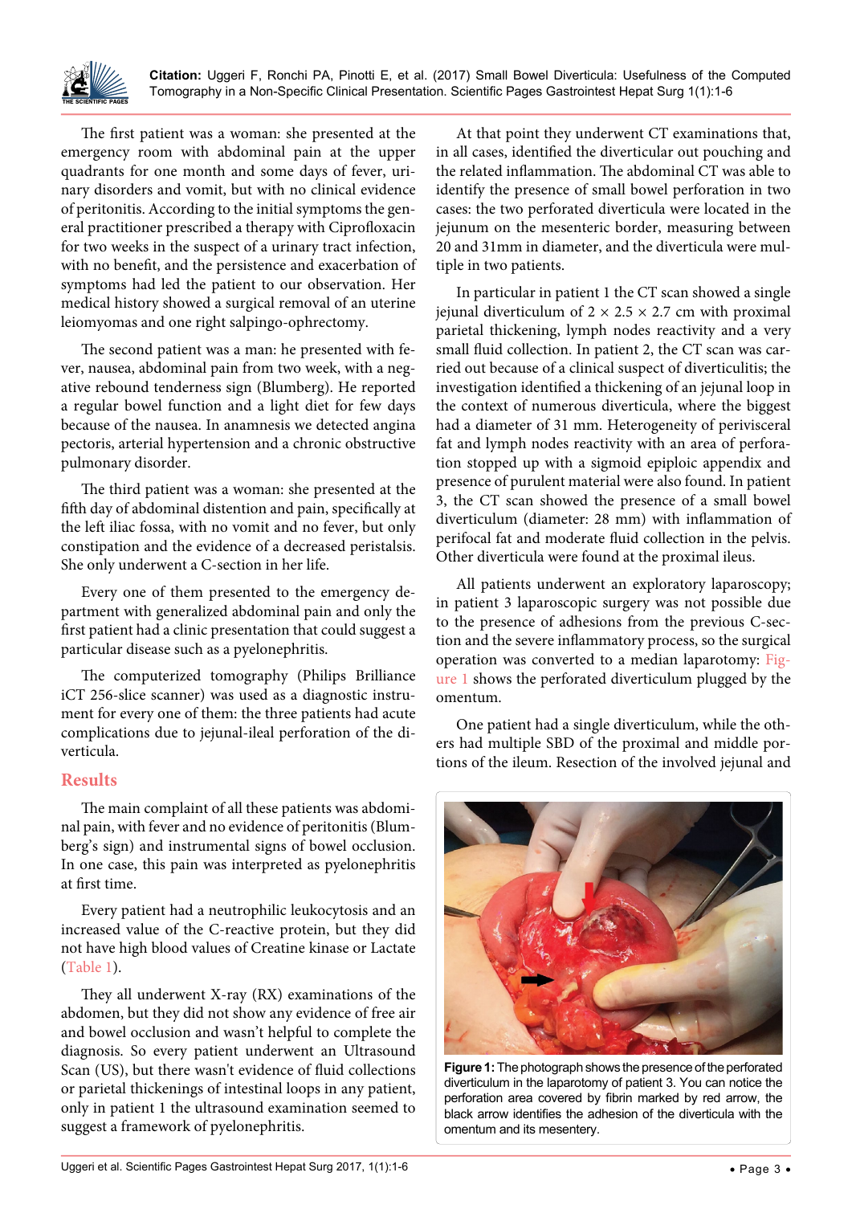The first patient was a woman: she presented at the emergency room with abdominal pain at the upper quadrants for one month and some days of fever, urinary disorders and vomit, but with no clinical evidence of peritonitis. According to the initial symptoms the general practitioner prescribed a therapy with Ciprofloxacin for two weeks in the suspect of a urinary tract infection, with no benefit, and the persistence and exacerbation of symptoms had led the patient to our observation. Her medical history showed a surgical removal of an uterine leiomyomas and one right salpingo-ophrectomy.

The second patient was a man: he presented with fever, nausea, abdominal pain from two week, with a negative rebound tenderness sign (Blumberg). He reported a regular bowel function and a light diet for few days because of the nausea. In anamnesis we detected angina pectoris, arterial hypertension and a chronic obstructive pulmonary disorder.

The third patient was a woman: she presented at the fifth day of abdominal distention and pain, specifically at the left iliac fossa, with no vomit and no fever, but only constipation and the evidence of a decreased peristalsis. She only underwent a C-section in her life.

Every one of them presented to the emergency department with generalized abdominal pain and only the first patient had a clinic presentation that could suggest a particular disease such as a pyelonephritis.

The computerized tomography (Philips Brilliance iCT 256-slice scanner) was used as a diagnostic instrument for every one of them: the three patients had acute complications due to jejunal-ileal perforation of the diverticula.

## Results

The main complaint of all these patients was abdominal pain, with fever and no evidence of peritonitis (Blumberg's sign) and instrumental signs of bowel occlusion. In one case, this pain was interpreted as pyelonephritis at first time.

Every patient had a neutrophilic leukocytosis and an increased value of the C-reactive protein, but they did not have high blood values of Creatine kinase or Lactate (Table 1).

They all underwent X-ray (RX) examinations of the abdomen, but they did not show any evidence of free air and bowel occlusion and wasn't helpful to complete the diagnosis. So every patient underwent an Ultrasound Scan (US), but there wasn't evidence of fluid collections or parietal thickenings of intestinal loops in any patient, only in patient 1 the ultrasound examination seemed to suggest a framework of pyelonephritis.

At that point they underwent CT examinations that, in all cases, identified the diverticular out pouching and the related inflammation. The abdominal CT was able to identify the presence of small bowel perforation in two cases: the two perforated diverticula were located in the jejunum on the mesenteric border, measuring between 20 and 31mm in diameter, and the diverticula were multiple in two patients.

In particular in patient 1 the CT scan showed a single jejunal diverticulum of 2 × 2.5 × 2.7 cm with proximal parietal thickening, lymph nodes reactivity and a very small fluid collection. In patient 2, the CT scan was carried out because of a clinical suspect of diverticulitis; the investigation identified a thickening of an jejunal loop in the context of numerous diverticula, where the biggest had a diameter of 31 mm. Heterogeneity of perivisceral fat and lymph nodes reactivity with an area of perforation stopped up with a sigmoid epiploic appendix and presence of purulent material were also found. In patient 3, the CT scan showed the presence of a small bowel diverticulum (diameter: 28 mm) with inflammation of perifocal fat and moderate fluid collection in the pelvis. Other diverticula were found at the proximal ileus.

All patients underwent an exploratory laparoscopy; in patient 3 laparoscopic surgery was not possible due to the presence of adhesions from the previous C-section and the severe inflammatory process, so the surgical operation was converted to a median laparotomy: Figure 1 shows the perforated diverticulum plugged by the omentum.

One patient had a single diverticulum, while the others had multiple SBD of the proximal and middle portions of the ileum. Resection of the involved jejunal and

**Figure 1:** The photograph shows the presence of the perforated diverticulum in the laparotomy of patient 3. You can notice the perforation area covered by fibrin marked by red arrow, the black arrow identifies the adhesion of the diverticula with the omentum and its mesentery.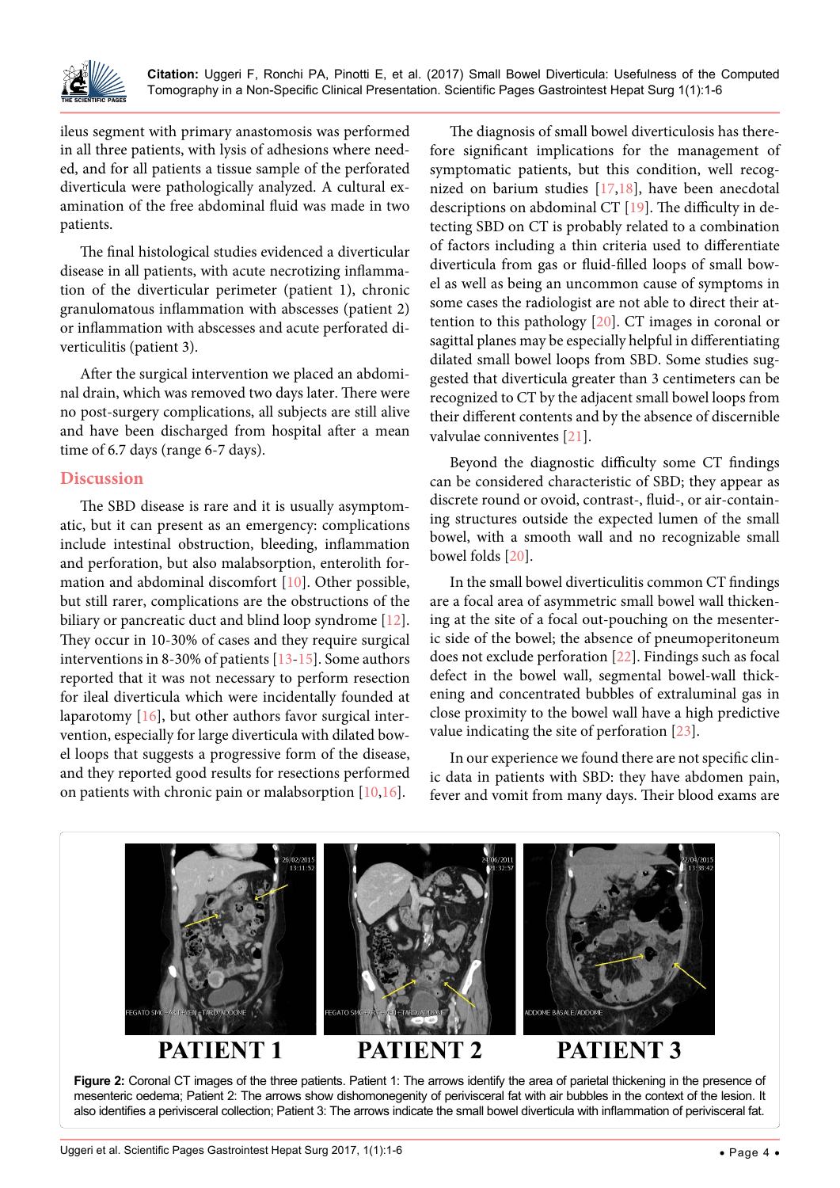ileus segment with primary anastomosis was performed in all three patients, with lysis of adhesions where needed, and for all patients a tissue sample of the perforated diverticula were pathologically analyzed. A cultural examination of the free abdominal fluid was made in two patients.

The final histological studies evidenced a diverticular disease in all patients, with acute necrotizing inflammation of the diverticular perimeter (patient 1), chronic granulomatous inflammation with abscesses (patient 2) or inflammation with abscesses and acute perforated diverticulitis (patient 3).

After the surgical intervention we placed an abdominal drain, which was removed two days later. There were no post-surgery complications, all subjects are still alive and have been discharged from hospital after a mean time of 6.7 days (range 6-7 days).

## Discussion

The SBD disease is rare and it is usually asymptomatic, but it can present as an emergency: complications include intestinal obstruction, bleeding, inflammation and perforation, but also malabsorption, enterolith formation and abdominal discomfort [10]. Other possible, but still rarer, complications are the obstructions of the biliary or pancreatic duct and blind loop syndrome [12]. They occur in 10-30% of cases and they require surgical interventions in 8-30% of patients [13-15]. Some authors reported that it was not necessary to perform resection for ileal diverticula which were incidentally founded at laparotomy [16], but other authors favor surgical intervention, especially for large diverticula with dilated bowel loops that suggests a progressive form of the disease, and they reported good results for resections performed on patients with chronic pain or malabsorption [10,16].

The diagnosis of small bowel diverticulosis has therefore significant implications for the management of symptomatic patients, but this condition, well recognized on barium studies [17,18], have been anecdotal descriptions on abdominal CT [19]. The difficulty in detecting SBD on CT is probably related to a combination of factors including a thin criteria used to differentiate diverticula from gas or fluid-filled loops of small bowel as well as being an uncommon cause of symptoms in some cases the radiologist are not able to direct their attention to this pathology [20]. CT images in coronal or sagittal planes may be especially helpful in differentiating dilated small bowel loops from SBD. Some studies suggested that diverticula greater than 3 centimeters can be recognized to CT by the adjacent small bowel loops from their different contents and by the absence of discernible valvulae conniventes [21].

Beyond the diagnostic difficulty some CT findings can be considered characteristic of SBD; they appear as discrete round or ovoid, contrast-, fluid-, or air-containing structures outside the expected lumen of the small bowel, with a smooth wall and no recognizable small bowel folds [20].

In the small bowel diverticulitis common CT findings are a focal area of asymmetric small bowel wall thickening at the site of a focal out-pouching on the mesenteric side of the bowel; the absence of pneumoperitoneum does not exclude perforation [22]. Findings such as focal defect in the bowel wall, segmental bowel-wall thickening and concentrated bubbles of extraluminal gas in close proximity to the bowel wall have a high predictive value indicating the site of perforation [23].

In our experience we found there are not specific clinic data in patients with SBD: they have abdomen pain, fever and vomit from many days. Their blood exams are

**Figure 2:** Coronal CT images of the three patients. Patient 1: The arrows identify the area of parietal thickening in the presence of mesenteric oedema; Patient 2: The arrows show dishomonegenity of perivisceral fat with air bubbles in the context of the lesion. It also identifies a perivisceral collection; Patient 3: The arrows indicate the small bowel diverticula with inflammation of perivisceral fat.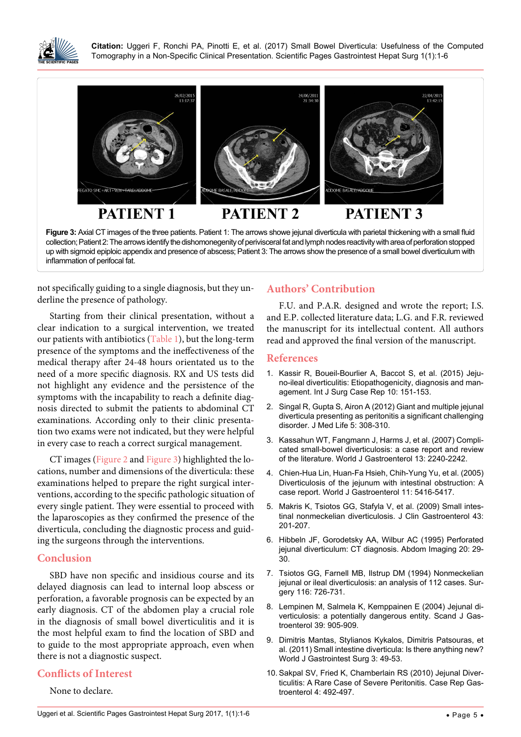**Figure 3:** Axial CT images of the three patients. Patient 1: The arrows showe jejunal diverticula with parietal thickening with a small fluid collection; Patient 2: The arrows identify the dishomonegenity of perivisceral fat and lymph nodes reactivity with area of perforation stopped up with sigmoid epiploic appendix and presence of abscess; Patient 3: The arrows show the presence of a small bowel diverticulum with inflammation of perifocal fat.

not specifically guiding to a single diagnosis, but they underline the presence of pathology.

Starting from their clinical presentation, without a clear indication to a surgical intervention, we treated our patients with antibiotics (Table 1), but the long-term presence of the symptoms and the ineffectiveness of the medical therapy after 24-48 hours orientated us to the need of a more specific diagnosis. RX and US tests did not highlight any evidence and the persistence of the symptoms with the incapability to reach a definite diagnosis directed to submit the patients to abdominal CT examinations. According only to their clinic presentation two exams were not indicated, but they were helpful in every case to reach a correct surgical management.

CT images (Figure 2 and Figure 3) highlighted the locations, number and dimensions of the diverticula: these examinations helped to prepare the right surgical interventions, according to the specific pathologic situation of every single patient. They were essential to proceed with the laparoscopies as they confirmed the presence of the diverticula, concluding the diagnostic process and guiding the surgeons through the interventions.

## Conclusion

SBD have non specific and insidious course and its delayed diagnosis can lead to internal loop abscess or perforation, a favorable prognosis can be expected by an early diagnosis. CT of the abdomen play a crucial role in the diagnosis of small bowel diverticulitis and it is the most helpful exam to find the location of SBD and to guide to the most appropriate approach, even when there is not a diagnostic suspect.

## Conflicts of Interest

None to declare.

## Authors' Contribution

F.U. and P.A.R. designed and wrote the report; I.S. and E.P. collected literature data; L.G. and F.R. reviewed the manuscript for its intellectual content. All authors read and approved the final version of the manuscript.

## References

1. Kassir R, Boueil-Bourlier A, Baccot S, et al. (2015) Jejuno-ileal diverticulitis: Etiopathogenicity, diagnosis and management. Int J Surg Case Rep 10: 151-153.
2. Singal R, Gupta S, Airon A (2012) Giant and multiple jejunal diverticula presenting as peritonitis a significant challenging disorder. J Med Life 5: 308-310.
3. Kassahun WT, Fangmann J, Harms J, et al. (2007) Complicated small-bowel diverticulosis: a case report and review of the literature. World J Gastroenterol 13: 2240-2242.
4. Chien-Hua Lin, Huan-Fa Hsieh, Chih-Yung Yu, et al. (2005) Diverticulosis of the jejunum with intestinal obstruction: A case report. World J Gastroenterol 11: 5416-5417.
5. Makris K, Tsiotos GG, Stafyla V, et al. (2009) Small intestinal nonmeckelian diverticulosis. J Clin Gastroenterol 43: 201-207.
6. Hibbeln JF, Gorodetsky AA, Wilbur AC (1995) Perforated jejunal diverticulum: CT diagnosis. Abdom Imaging 20: 29-30.
7. Tsiotos GG, Farnell MB, Ilstrup DM (1994) Nonmeckelian jejunal or ileal diverticulosis: an analysis of 112 cases. Surgery 116: 726-731.
8. Lempinen M, Salmela K, Kemppainen E (2004) Jejunal diverticulosis: a potentially dangerous entity. Scand J Gastroenterol 39: 905-909.
9. Dimitris Mantas, Stylianos Kykalos, Dimitris Patsouras, et al. (2011) Small intestine diverticula: Is there anything new? World J Gastrointest Surg 3: 49-53.
10. Sakpal SV, Fried K, Chamberlain RS (2010) Jejunal Diverticulitis: A Rare Case of Severe Peritonitis. Case Rep Gastroenterol 4: 492-497.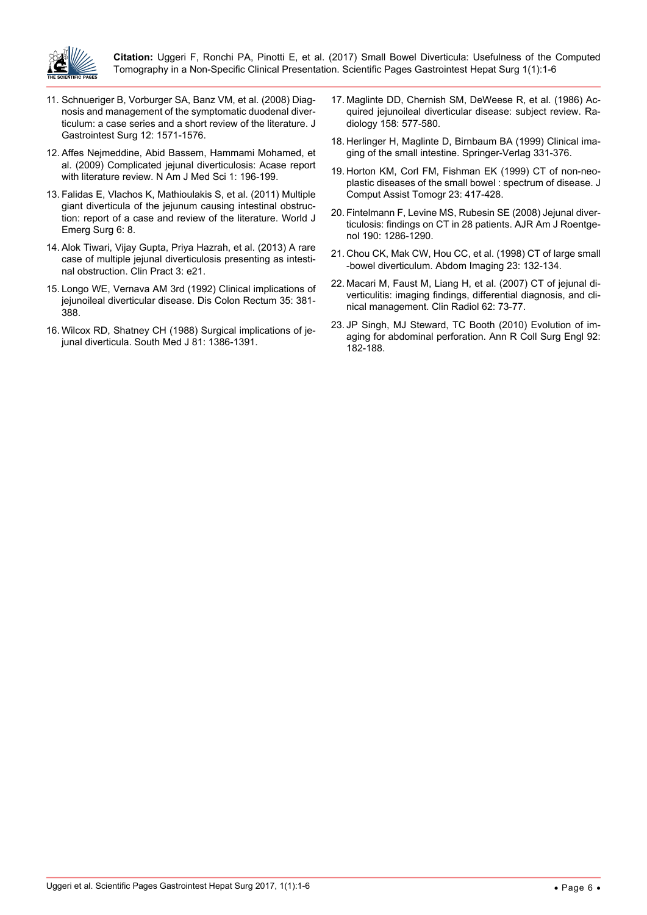11. Schnueriger B, Vorburger SA, Banz VM, et al. (2008) Diagnosis and management of the symptomatic duodenal diverticulum: a case series and a short review of the literature. J Gastrointest Surg 12: 1571-1576.
12. Affes Nejmeddine, Abid Bassem, Hammami Mohamed, et al. (2009) Complicated jejunal diverticulosis: Acase report with literature review. N Am J Med Sci 1: 196-199.
13. Falidas E, Vlachos K, Mathioulakis S, et al. (2011) Multiple giant diverticula of the jejunum causing intestinal obstruction: report of a case and review of the literature. World J Emerg Surg 6: 8.
14. Alok Tiwari, Vijay Gupta, Priya Hazrah, et al. (2013) A rare case of multiple jejunal diverticulosis presenting as intestinal obstruction. Clin Pract 3: e21.
15. Longo WE, Vernava AM 3rd (1992) Clinical implications of jejunoileal diverticular disease. Dis Colon Rectum 35: 381-388.
16. Wilcox RD, Shatney CH (1988) Surgical implications of jejunal diverticula. South Med J 81: 1386-1391.
17. Maglinte DD, Chernish SM, DeWeese R, et al. (1986) Acquired jejunoileal diverticular disease: subject review. Radiology 158: 577-580.
18. Herlinger H, Maglinte D, Birnbaum BA (1999) Clinical imaging of the small intestine. Springer-Verlag 331-376.
19. Horton KM, Corl FM, Fishman EK (1999) CT of non-neoplastic diseases of the small bowel : spectrum of disease. J Comput Assist Tomogr 23: 417-428.
20. Fintelmann F, Levine MS, Rubesin SE (2008) Jejunal diverticulosis: findings on CT in 28 patients. AJR Am J Roentgenol 190: 1286-1290.
21. Chou CK, Mak CW, Hou CC, et al. (1998) CT of large small -bowel diverticulum. Abdom Imaging 23: 132-134.
22. Macari M, Faust M, Liang H, et al. (2007) CT of jejunal diverticulitis: imaging findings, differential diagnosis, and clinical management. Clin Radiol 62: 73-77.
23. JP Singh, MJ Steward, TC Booth (2010) Evolution of imaging for abdominal perforation. Ann R Coll Surg Engl 92: 182-188.